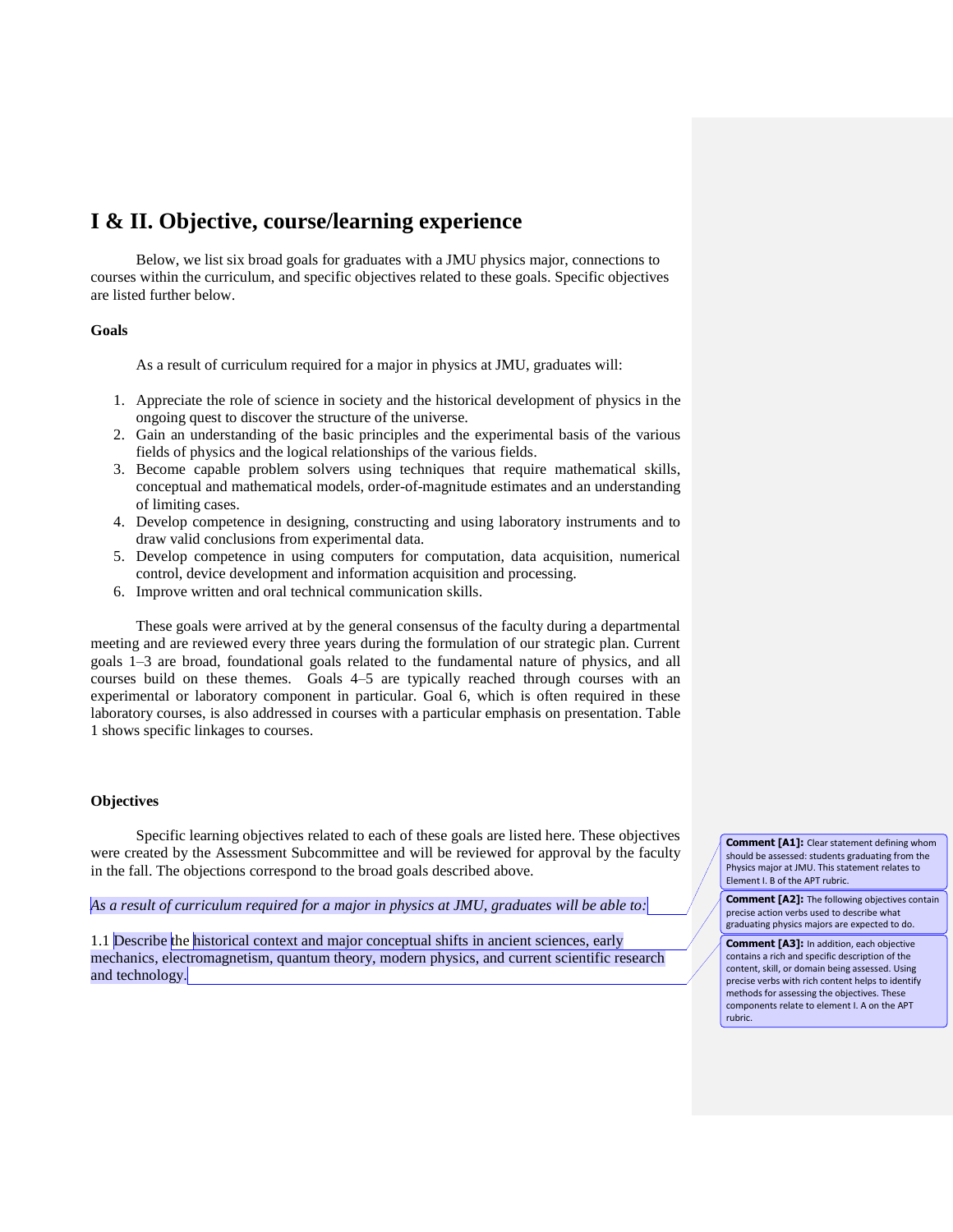# I & II. Objective, course/learning experience

Below, we list six broad goals for graduates with a JMU physics major, connections to courses within the curriculum, and specific objectives related to these goals. Specific objectives are listed further below.

**Goals**

As a result of curriculum required for a major in physics at JMU, graduates will:

1. Appreciate the role of science in society and the historical development of physics in the ongoing quest to discover the structure of the universe.
2. Gain an understanding of the basic principles and the experimental basis of the various fields of physics and the logical relationships of the various fields.
3. Become capable problem solvers using techniques that require mathematical skills, conceptual and mathematical models, order-of-magnitude estimates and an understanding of limiting cases.
4. Develop competence in designing, constructing and using laboratory instruments and to draw valid conclusions from experimental data.
5. Develop competence in using computers for computation, data acquisition, numerical control, device development and information acquisition and processing.
6. Improve written and oral technical communication skills.

These goals were arrived at by the general consensus of the faculty during a departmental meeting and are reviewed every three years during the formulation of our strategic plan. Current goals 1–3 are broad, foundational goals related to the fundamental nature of physics, and all courses build on these themes. Goals 4–5 are typically reached through courses with an experimental or laboratory component in particular. Goal 6, which is often required in these laboratory courses, is also addressed in courses with a particular emphasis on presentation. Table 1 shows specific linkages to courses.

**Objectives**

Specific learning objectives related to each of these goals are listed here. These objectives were created by the Assessment Subcommittee and will be reviewed for approval by the faculty in the fall. The objections correspond to the broad goals described above.

*As a result of curriculum required for a major in physics at JMU, graduates will be able to:*

1.1 Describe the historical context and major conceptual shifts in ancient sciences, early mechanics, electromagnetism, quantum theory, modern physics, and current scientific research and technology.

**Comment [A1]:** Clear statement defining whom should be assessed: students graduating from the Physics major at JMU. This statement relates to Element I. B of the APT rubric.

**Comment [A2]:** The following objectives contain precise action verbs used to describe what graduating physics majors are expected to do.

**Comment [A3]:** In addition, each objective contains a rich and specific description of the content, skill, or domain being assessed. Using precise verbs with rich content helps to identify methods for assessing the objectives. These components relate to element I. A on the APT rubric.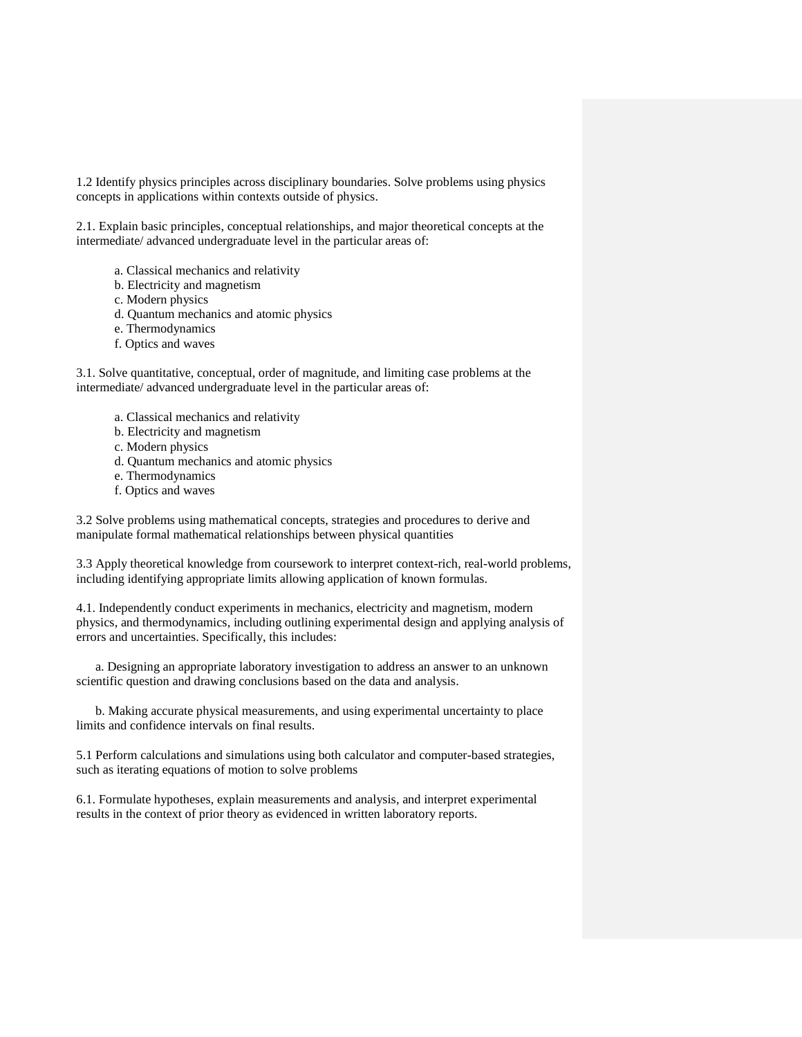1.2 Identify physics principles across disciplinary boundaries. Solve problems using physics concepts in applications within contexts outside of physics.

2.1. Explain basic principles, conceptual relationships, and major theoretical concepts at the intermediate/ advanced undergraduate level in the particular areas of:

a. Classical mechanics and relativity
b. Electricity and magnetism
c. Modern physics
d. Quantum mechanics and atomic physics
e. Thermodynamics
f. Optics and waves

3.1. Solve quantitative, conceptual, order of magnitude, and limiting case problems at the intermediate/ advanced undergraduate level in the particular areas of:

a. Classical mechanics and relativity
b. Electricity and magnetism
c. Modern physics
d. Quantum mechanics and atomic physics
e. Thermodynamics
f. Optics and waves

3.2 Solve problems using mathematical concepts, strategies and procedures to derive and manipulate formal mathematical relationships between physical quantities

3.3 Apply theoretical knowledge from coursework to interpret context-rich, real-world problems, including identifying appropriate limits allowing application of known formulas.

4.1. Independently conduct experiments in mechanics, electricity and magnetism, modern physics, and thermodynamics, including outlining experimental design and applying analysis of errors and uncertainties. Specifically, this includes:

a. Designing an appropriate laboratory investigation to address an answer to an unknown scientific question and drawing conclusions based on the data and analysis.

b. Making accurate physical measurements, and using experimental uncertainty to place limits and confidence intervals on final results.

5.1 Perform calculations and simulations using both calculator and computer-based strategies, such as iterating equations of motion to solve problems

6.1. Formulate hypotheses, explain measurements and analysis, and interpret experimental results in the context of prior theory as evidenced in written laboratory reports.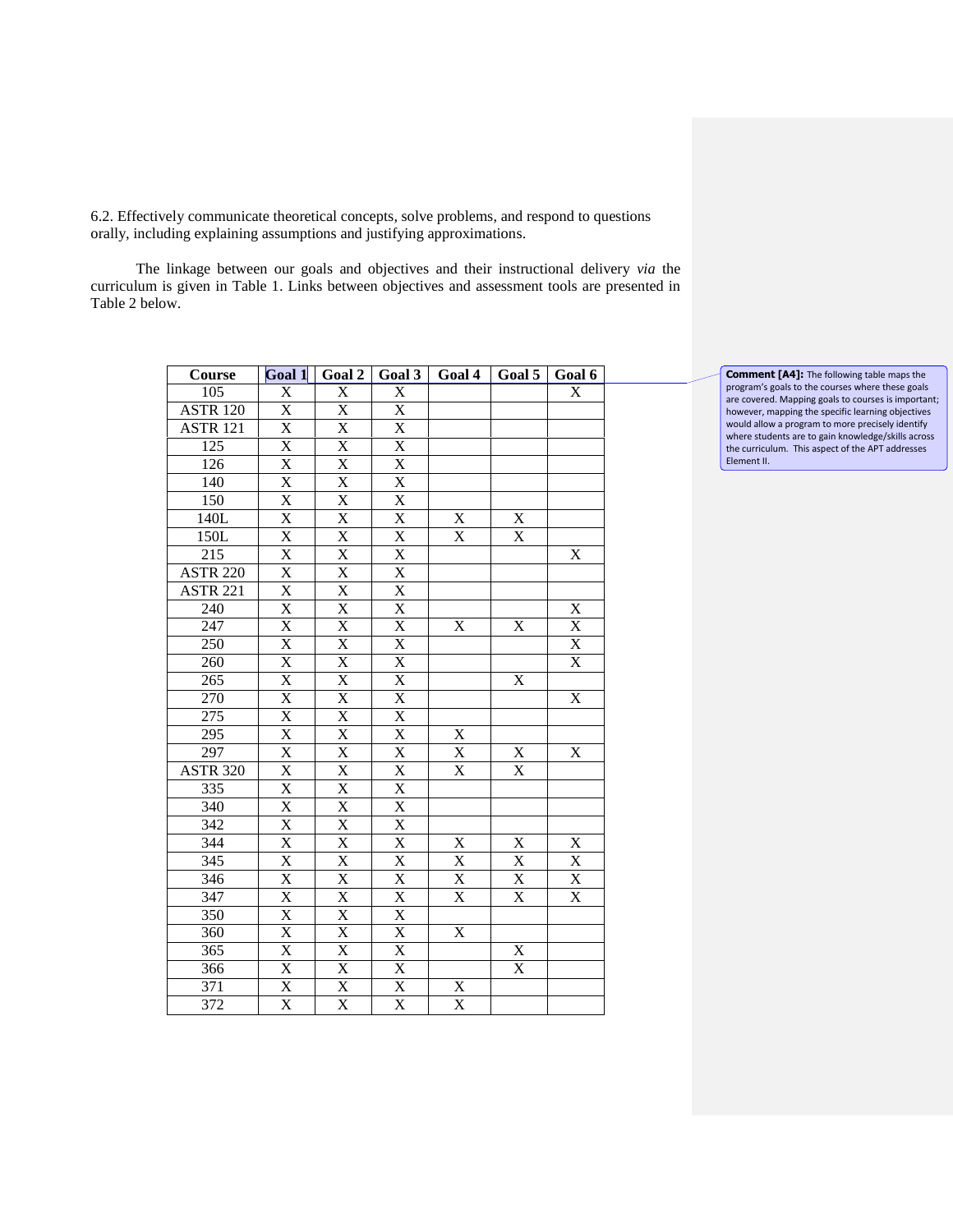6.2. Effectively communicate theoretical concepts, solve problems, and respond to questions orally, including explaining assumptions and justifying approximations.

The linkage between our goals and objectives and their instructional delivery *via* the curriculum is given in Table 1. Links between objectives and assessment tools are presented in Table 2 below.

| Course | Goal 1 | Goal 2 | Goal 3 | Goal 4 | Goal 5 | Goal 6 |
|---|---|---|---|---|---|---|
| 105 | X | X | X | | | X |
| ASTR 120 | X | X | X | | | |
| ASTR 121 | X | X | X | | | |
| 125 | X | X | X | | | |
| 126 | X | X | X | | | |
| 140 | X | X | X | | | |
| 150 | X | X | X | | | |
| 140L | X | X | X | X | X | |
| 150L | X | X | X | X | X | |
| 215 | X | X | X | | | X |
| ASTR 220 | X | X | X | | | |
| ASTR 221 | X | X | X | | | |
| 240 | X | X | X | | | X |
| 247 | X | X | X | X | X | X |
| 250 | X | X | X | | | X |
| 260 | X | X | X | | | X |
| 265 | X | X | X | | X | |
| 270 | X | X | X | | | X |
| 275 | X | X | X | | | |
| 295 | X | X | X | X | | |
| 297 | X | X | X | X | X | X |
| ASTR 320 | X | X | X | X | X | |
| 335 | X | X | X | | | |
| 340 | X | X | X | | | |
| 342 | X | X | X | | | |
| 344 | X | X | X | X | X | X |
| 345 | X | X | X | X | X | X |
| 346 | X | X | X | X | X | X |
| 347 | X | X | X | X | X | X |
| 350 | X | X | X | | | |
| 360 | X | X | X | X | | |
| 365 | X | X | X | | X | |
| 366 | X | X | X | | X | |
| 371 | X | X | X | X | | |
| 372 | X | X | X | X | | |

**Comment [A4]:** The following table maps the program's goals to the courses where these goals are covered. Mapping goals to courses is important; however, mapping the specific learning objectives would allow a program to more precisely identify where students are to gain knowledge/skills across the curriculum. This aspect of the APT addresses Element II.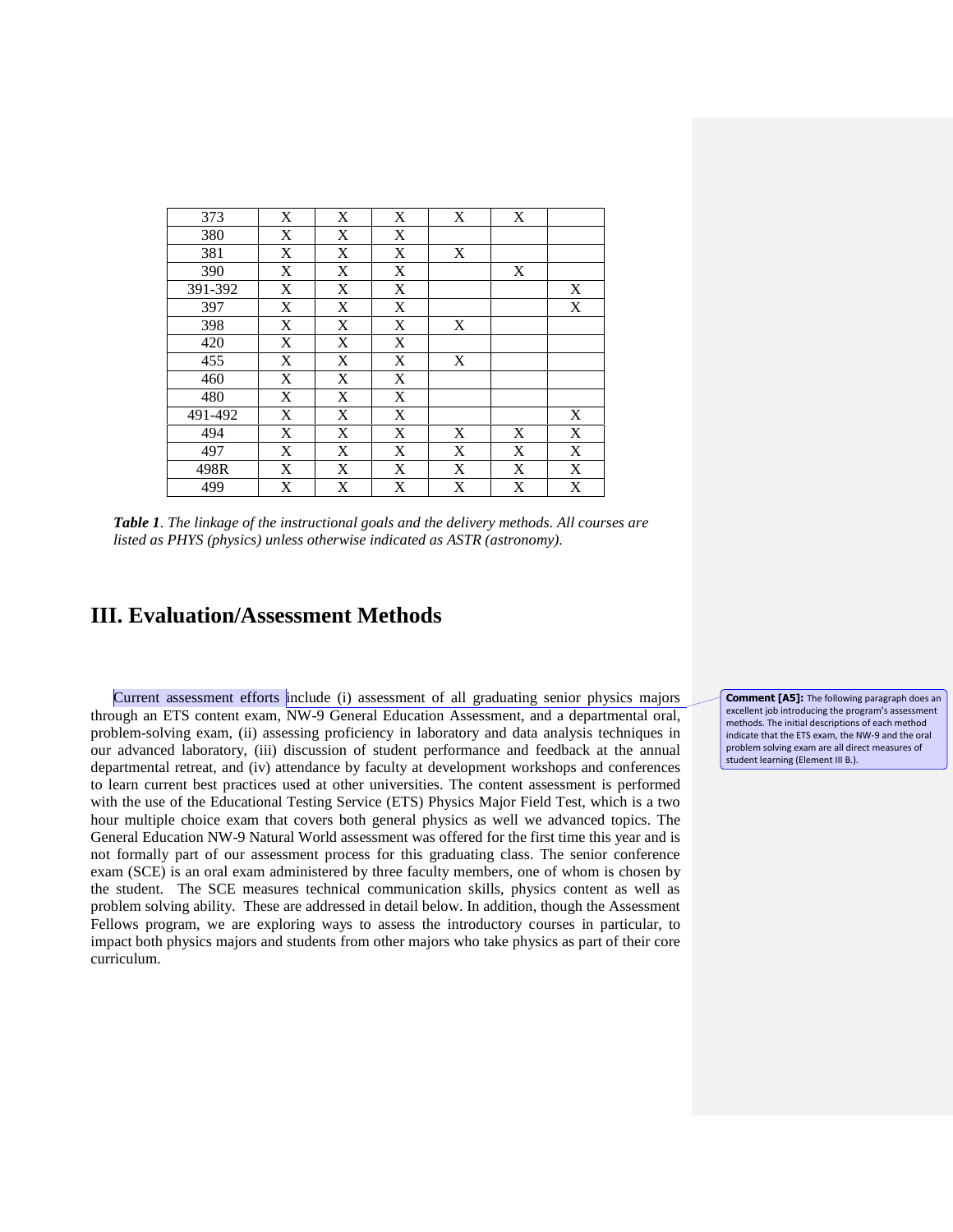| | | | | | | |
|---|---|---|---|---|---|---|
| 373 | X | X | X | X | X | |
| 380 | X | X | X | | | |
| 381 | X | X | X | X | | |
| 390 | X | X | X | | X | |
| 391-392 | X | X | X | | | X |
| 397 | X | X | X | | | X |
| 398 | X | X | X | X | | |
| 420 | X | X | X | | | |
| 455 | X | X | X | X | | |
| 460 | X | X | X | | | |
| 480 | X | X | X | | | |
| 491-492 | X | X | X | | | X |
| 494 | X | X | X | X | X | X |
| 497 | X | X | X | X | X | X |
| 498R | X | X | X | X | X | X |
| 499 | X | X | X | X | X | X |

***Table 1**. The linkage of the instructional goals and the delivery methods. All courses are listed as PHYS (physics) unless otherwise indicated as ASTR (astronomy).*

# III. Evaluation/Assessment Methods

Current assessment efforts include (i) assessment of all graduating senior physics majors through an ETS content exam, NW-9 General Education Assessment, and a departmental oral, problem-solving exam, (ii) assessing proficiency in laboratory and data analysis techniques in our advanced laboratory, (iii) discussion of student performance and feedback at the annual departmental retreat, and (iv) attendance by faculty at development workshops and conferences to learn current best practices used at other universities. The content assessment is performed with the use of the Educational Testing Service (ETS) Physics Major Field Test, which is a two hour multiple choice exam that covers both general physics as well we advanced topics. The General Education NW-9 Natural World assessment was offered for the first time this year and is not formally part of our assessment process for this graduating class. The senior conference exam (SCE) is an oral exam administered by three faculty members, one of whom is chosen by the student. The SCE measures technical communication skills, physics content as well as problem solving ability. These are addressed in detail below. In addition, though the Assessment Fellows program, we are exploring ways to assess the introductory courses in particular, to impact both physics majors and students from other majors who take physics as part of their core curriculum.

**Comment [A5]:** The following paragraph does an excellent job introducing the program's assessment methods. The initial descriptions of each method indicate that the ETS exam, the NW-9 and the oral problem solving exam are all direct measures of student learning (Element III B.).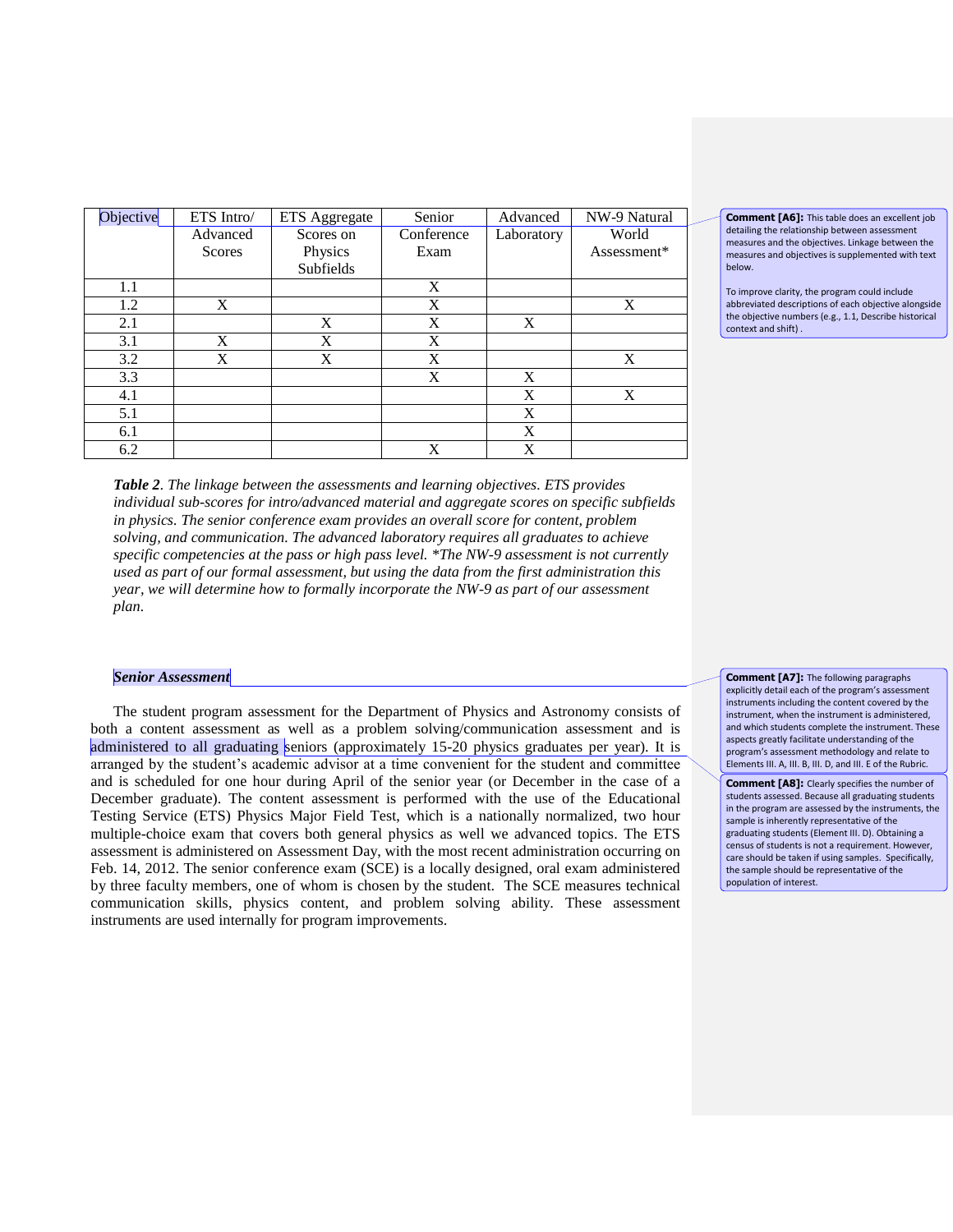| Objective | ETS Intro/ Advanced Scores | ETS Aggregate Scores on Physics Subfields | Senior Conference Exam | Advanced Laboratory | NW-9 Natural World Assessment* |
|---|---|---|---|---|---|
| 1.1 | | | X | | |
| 1.2 | X | | X | | X |
| 2.1 | | X | X | X | |
| 3.1 | X | X | X | | |
| 3.2 | X | X | X | | X |
| 3.3 | | | X | X | |
| 4.1 | | | | X | X |
| 5.1 | | | | X | |
| 6.1 | | | | X | |
| 6.2 | | | X | X | |

***Table 2**. The linkage between the assessments and learning objectives. ETS provides individual sub-scores for intro/advanced material and aggregate scores on specific subfields in physics. The senior conference exam provides an overall score for content, problem solving, and communication. The advanced laboratory requires all graduates to achieve specific competencies at the pass or high pass level. *The NW-9 assessment is not currently used as part of our formal assessment, but using the data from the first administration this year, we will determine how to formally incorporate the NW-9 as part of our assessment plan.*

***Senior Assessment***

The student program assessment for the Department of Physics and Astronomy consists of both a content assessment as well as a problem solving/communication assessment and is administered to all graduating seniors (approximately 15-20 physics graduates per year). It is arranged by the student's academic advisor at a time convenient for the student and committee and is scheduled for one hour during April of the senior year (or December in the case of a December graduate). The content assessment is performed with the use of the Educational Testing Service (ETS) Physics Major Field Test, which is a nationally normalized, two hour multiple-choice exam that covers both general physics as well we advanced topics. The ETS assessment is administered on Assessment Day, with the most recent administration occurring on Feb. 14, 2012. The senior conference exam (SCE) is a locally designed, oral exam administered by three faculty members, one of whom is chosen by the student. The SCE measures technical communication skills, physics content, and problem solving ability. These assessment instruments are used internally for program improvements.

**Comment [A6]:** This table does an excellent job detailing the relationship between assessment measures and the objectives. Linkage between the measures and objectives is supplemented with text below.

To improve clarity, the program could include abbreviated descriptions of each objective alongside the objective numbers (e.g., 1.1, Describe historical context and shift) .

**Comment [A7]:** The following paragraphs explicitly detail each of the program's assessment instruments including the content covered by the instrument, when the instrument is administered, and which students complete the instrument. These aspects greatly facilitate understanding of the program's assessment methodology and relate to Elements III. A, III. B, III. D, and III. E of the Rubric.

**Comment [A8]:** Clearly specifies the number of students assessed. Because all graduating students in the program are assessed by the instruments, the sample is inherently representative of the graduating students (Element III. D). Obtaining a census of students is not a requirement. However, care should be taken if using samples. Specifically, the sample should be representative of the population of interest.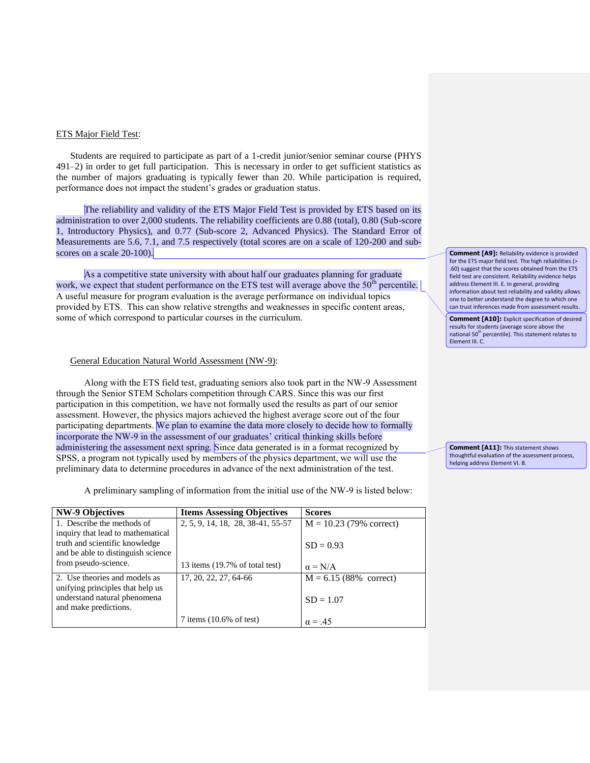ETS Major Field Test:

Students are required to participate as part of a 1-credit junior/senior seminar course (PHYS 491–2) in order to get full participation. This is necessary in order to get sufficient statistics as the number of majors graduating is typically fewer than 20. While participation is required, performance does not impact the student's grades or graduation status.

The reliability and validity of the ETS Major Field Test is provided by ETS based on its administration to over 2,000 students. The reliability coefficients are 0.88 (total), 0.80 (Sub-score 1, Introductory Physics), and 0.77 (Sub-score 2, Advanced Physics). The Standard Error of Measurements are 5.6, 7.1, and 7.5 respectively (total scores are on a scale of 120-200 and sub-scores on a scale 20-100).

As a competitive state university with about half our graduates planning for graduate work, we expect that student performance on the ETS test will average above the 50th percentile. A useful measure for program evaluation is the average performance on individual topics provided by ETS. This can show relative strengths and weaknesses in specific content areas, some of which correspond to particular courses in the curriculum.

General Education Natural World Assessment (NW-9):

Along with the ETS field test, graduating seniors also took part in the NW-9 Assessment through the Senior STEM Scholars competition through CARS. Since this was our first participation in this competition, we have not formally used the results as part of our senior assessment. However, the physics majors achieved the highest average score out of the four participating departments. We plan to examine the data more closely to decide how to formally incorporate the NW-9 in the assessment of our graduates' critical thinking skills before administering the assessment next spring. Since data generated is in a format recognized by SPSS, a program not typically used by members of the physics department, we will use the preliminary data to determine procedures in advance of the next administration of the test.

A preliminary sampling of information from the initial use of the NW-9 is listed below:

| NW-9 Objectives | Items Assessing Objectives | Scores |
|---|---|---|
| 1. Describe the methods of inquiry that lead to mathematical truth and scientific knowledge and be able to distinguish science from pseudo-science. | 2, 5, 9, 14, 18, 28, 38-41, 55-57<br><br>13 items (19.7% of total test) | M = 10.23 (79% correct)<br><br>SD = 0.93<br><br>α = N/A |
| 2. Use theories and models as unifying principles that help us understand natural phenomena and make predictions. | 17, 20, 22, 27, 64-66<br><br>7 items (10.6% of test) | M = 6.15 (88% correct)<br><br>SD = 1.07<br><br>α = .45 |

**Comment [A9]:** Reliability evidence is provided for the ETS major field test. The high reliabilities (> .60) suggest that the scores obtained from the ETS field test are consistent. Reliability evidence helps address Element III. E. In general, providing information about test reliability and validity allows one to better understand the degree to which one can trust inferences made from assessment results.

**Comment [A10]:** Explicit specification of desired results for students (average score above the national 50th percentile). This statement relates to Element III. C.

**Comment [A11]:** This statement shows thoughtful evaluation of the assessment process, helping address Element VI. B.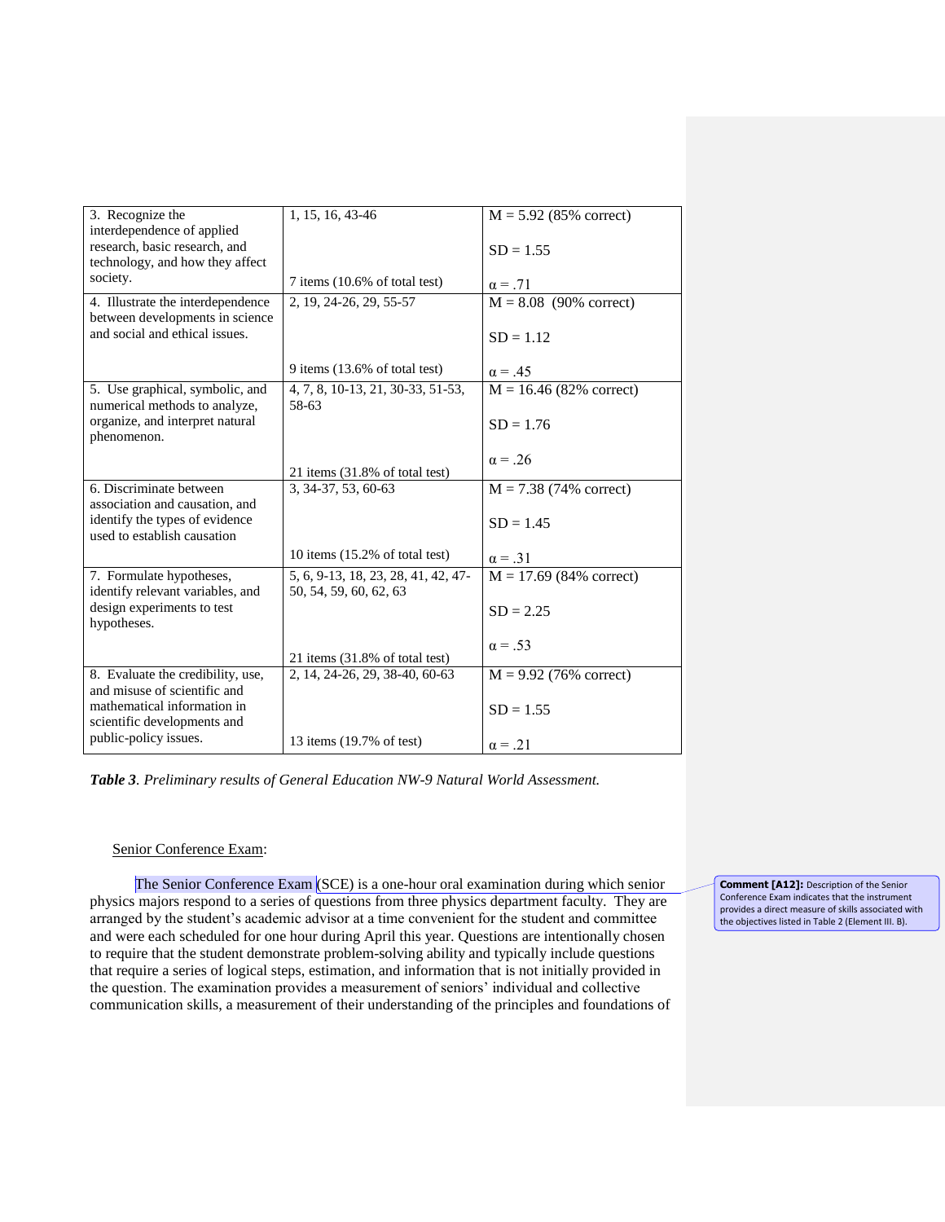| 3. Recognize the interdependence of applied research, basic research, and technology, and how they affect society. | 1, 15, 16, 43-46<br><br>7 items (10.6% of total test) | M = 5.92 (85% correct)<br><br>SD = 1.55<br><br>α = .71 |
|---|---|---|
| 4. Illustrate the interdependence between developments in science and social and ethical issues. | 2, 19, 24-26, 29, 55-57<br><br>9 items (13.6% of total test) | M = 8.08 (90% correct)<br><br>SD = 1.12<br><br>α = .45 |
| 5. Use graphical, symbolic, and numerical methods to analyze, organize, and interpret natural phenomenon. | 4, 7, 8, 10-13, 21, 30-33, 51-53, 58-63<br><br>21 items (31.8% of total test) | M = 16.46 (82% correct)<br><br>SD = 1.76<br><br>α = .26 |
| 6. Discriminate between association and causation, and identify the types of evidence used to establish causation | 3, 34-37, 53, 60-63<br><br>10 items (15.2% of total test) | M = 7.38 (74% correct)<br><br>SD = 1.45<br><br>α = .31 |
| 7. Formulate hypotheses, identify relevant variables, and design experiments to test hypotheses. | 5, 6, 9-13, 18, 23, 28, 41, 42, 47-50, 54, 59, 60, 62, 63<br><br>21 items (31.8% of total test) | M = 17.69 (84% correct)<br><br>SD = 2.25<br><br>α = .53 |
| 8. Evaluate the credibility, use, and misuse of scientific and mathematical information in scientific developments and public-policy issues. | 2, 14, 24-26, 29, 38-40, 60-63<br><br>13 items (19.7% of test) | M = 9.92 (76% correct)<br><br>SD = 1.55<br><br>α = .21 |

***Table 3**. Preliminary results of General Education NW-9 Natural World Assessment.*

Senior Conference Exam:

The Senior Conference Exam (SCE) is a one-hour oral examination during which senior physics majors respond to a series of questions from three physics department faculty. They are arranged by the student's academic advisor at a time convenient for the student and committee and were each scheduled for one hour during April this year. Questions are intentionally chosen to require that the student demonstrate problem-solving ability and typically include questions that require a series of logical steps, estimation, and information that is not initially provided in the question. The examination provides a measurement of seniors' individual and collective communication skills, a measurement of their understanding of the principles and foundations of

**Comment [A12]:** Description of the Senior Conference Exam indicates that the instrument provides a direct measure of skills associated with the objectives listed in Table 2 (Element III. B).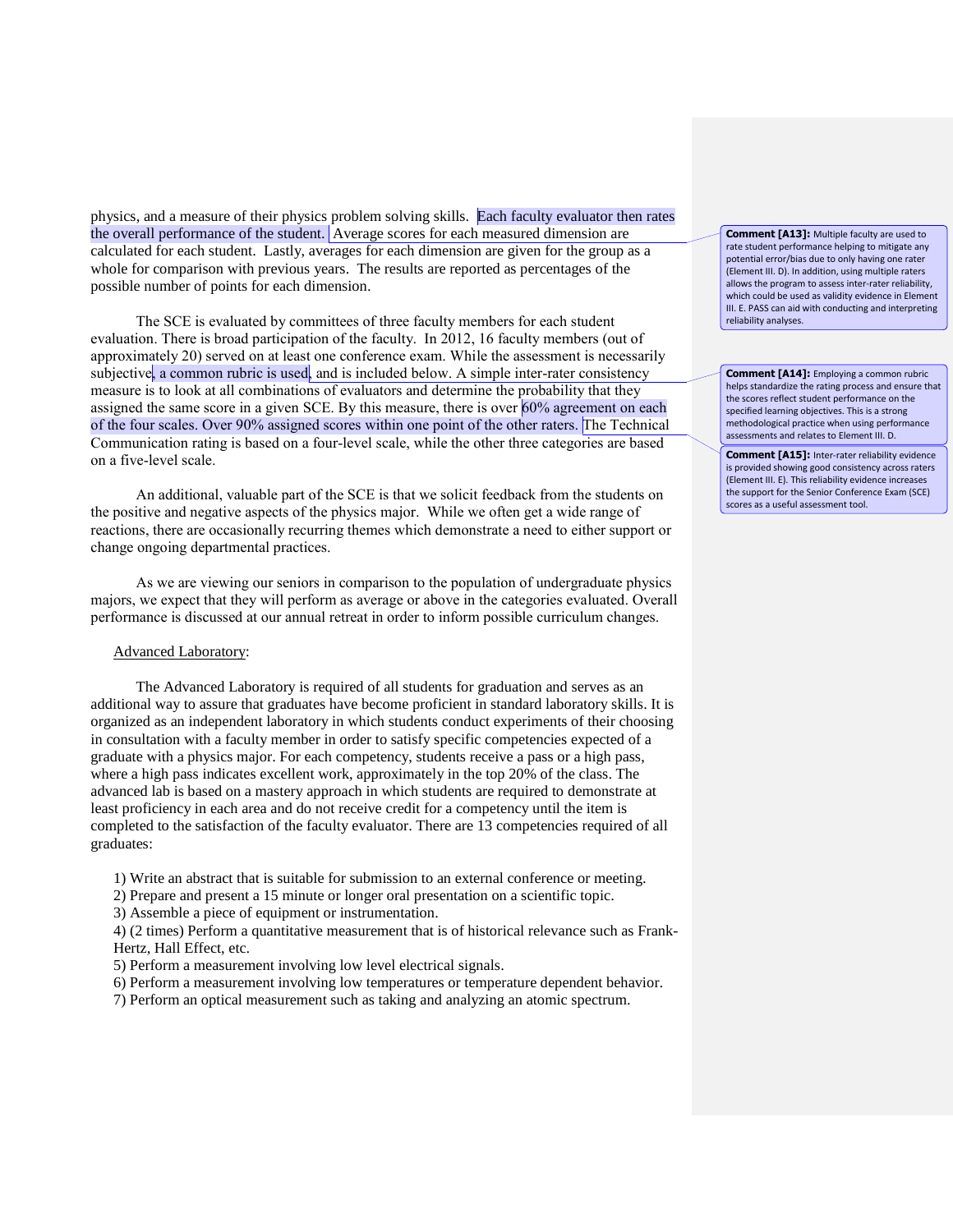physics, and a measure of their physics problem solving skills. Each faculty evaluator then rates the overall performance of the student. Average scores for each measured dimension are calculated for each student. Lastly, averages for each dimension are given for the group as a whole for comparison with previous years. The results are reported as percentages of the possible number of points for each dimension.

The SCE is evaluated by committees of three faculty members for each student evaluation. There is broad participation of the faculty. In 2012, 16 faculty members (out of approximately 20) served on at least one conference exam. While the assessment is necessarily subjective, a common rubric is used, and is included below. A simple inter-rater consistency measure is to look at all combinations of evaluators and determine the probability that they assigned the same score in a given SCE. By this measure, there is over 60% agreement on each of the four scales. Over 90% assigned scores within one point of the other raters. The Technical Communication rating is based on a four-level scale, while the other three categories are based on a five-level scale.

An additional, valuable part of the SCE is that we solicit feedback from the students on the positive and negative aspects of the physics major. While we often get a wide range of reactions, there are occasionally recurring themes which demonstrate a need to either support or change ongoing departmental practices.

As we are viewing our seniors in comparison to the population of undergraduate physics majors, we expect that they will perform as average or above in the categories evaluated. Overall performance is discussed at our annual retreat in order to inform possible curriculum changes.

Advanced Laboratory:

The Advanced Laboratory is required of all students for graduation and serves as an additional way to assure that graduates have become proficient in standard laboratory skills. It is organized as an independent laboratory in which students conduct experiments of their choosing in consultation with a faculty member in order to satisfy specific competencies expected of a graduate with a physics major. For each competency, students receive a pass or a high pass, where a high pass indicates excellent work, approximately in the top 20% of the class. The advanced lab is based on a mastery approach in which students are required to demonstrate at least proficiency in each area and do not receive credit for a competency until the item is completed to the satisfaction of the faculty evaluator. There are 13 competencies required of all graduates:

1) Write an abstract that is suitable for submission to an external conference or meeting.
2) Prepare and present a 15 minute or longer oral presentation on a scientific topic.
3) Assemble a piece of equipment or instrumentation.
4) (2 times) Perform a quantitative measurement that is of historical relevance such as Frank-Hertz, Hall Effect, etc.
5) Perform a measurement involving low level electrical signals.
6) Perform a measurement involving low temperatures or temperature dependent behavior.
7) Perform an optical measurement such as taking and analyzing an atomic spectrum.

**Comment [A13]:** Multiple faculty are used to rate student performance helping to mitigate any potential error/bias due to only having one rater (Element III. D). In addition, using multiple raters allows the program to assess inter-rater reliability, which could be used as validity evidence in Element III. E. PASS can aid with conducting and interpreting reliability analyses.

**Comment [A14]:** Employing a common rubric helps standardize the rating process and ensure that the scores reflect student performance on the specified learning objectives. This is a strong methodological practice when using performance assessments and relates to Element III. D.

**Comment [A15]:** Inter-rater reliability evidence is provided showing good consistency across raters (Element III. E). This reliability evidence increases the support for the Senior Conference Exam (SCE) scores as a useful assessment tool.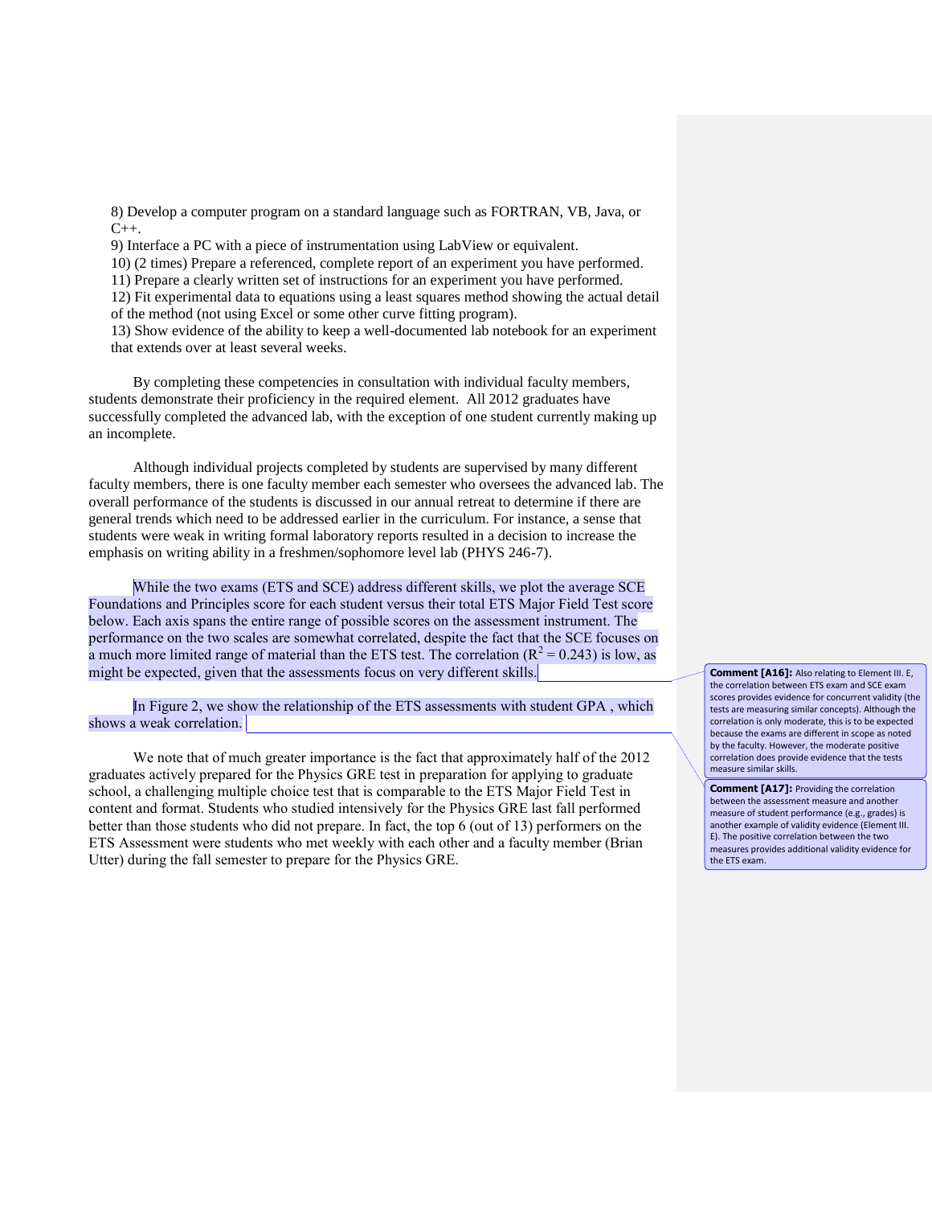8) Develop a computer program on a standard language such as FORTRAN, VB, Java, or C++.
9) Interface a PC with a piece of instrumentation using LabView or equivalent.
10) (2 times) Prepare a referenced, complete report of an experiment you have performed.
11) Prepare a clearly written set of instructions for an experiment you have performed.
12) Fit experimental data to equations using a least squares method showing the actual detail of the method (not using Excel or some other curve fitting program).
13) Show evidence of the ability to keep a well-documented lab notebook for an experiment that extends over at least several weeks.

By completing these competencies in consultation with individual faculty members, students demonstrate their proficiency in the required element. All 2012 graduates have successfully completed the advanced lab, with the exception of one student currently making up an incomplete.

Although individual projects completed by students are supervised by many different faculty members, there is one faculty member each semester who oversees the advanced lab. The overall performance of the students is discussed in our annual retreat to determine if there are general trends which need to be addressed earlier in the curriculum. For instance, a sense that students were weak in writing formal laboratory reports resulted in a decision to increase the emphasis on writing ability in a freshmen/sophomore level lab (PHYS 246-7).

While the two exams (ETS and SCE) address different skills, we plot the average SCE Foundations and Principles score for each student versus their total ETS Major Field Test score below. Each axis spans the entire range of possible scores on the assessment instrument. The performance on the two scales are somewhat correlated, despite the fact that the SCE focuses on a much more limited range of material than the ETS test. The correlation ($R^2 = 0.243$) is low, as might be expected, given that the assessments focus on very different skills.

In Figure 2, we show the relationship of the ETS assessments with student GPA , which shows a weak correlation.

We note that of much greater importance is the fact that approximately half of the 2012 graduates actively prepared for the Physics GRE test in preparation for applying to graduate school, a challenging multiple choice test that is comparable to the ETS Major Field Test in content and format. Students who studied intensively for the Physics GRE last fall performed better than those students who did not prepare. In fact, the top 6 (out of 13) performers on the ETS Assessment were students who met weekly with each other and a faculty member (Brian Utter) during the fall semester to prepare for the Physics GRE.

**Comment [A16]:** Also relating to Element III. E, the correlation between ETS exam and SCE exam scores provides evidence for concurrent validity (the tests are measuring similar concepts). Although the correlation is only moderate, this is to be expected because the exams are different in scope as noted by the faculty. However, the moderate positive correlation does provide evidence that the tests measure similar skills.

**Comment [A17]:** Providing the correlation between the assessment measure and another measure of student performance (e.g., grades) is another example of validity evidence (Element III. E). The positive correlation between the two measures provides additional validity evidence for the ETS exam.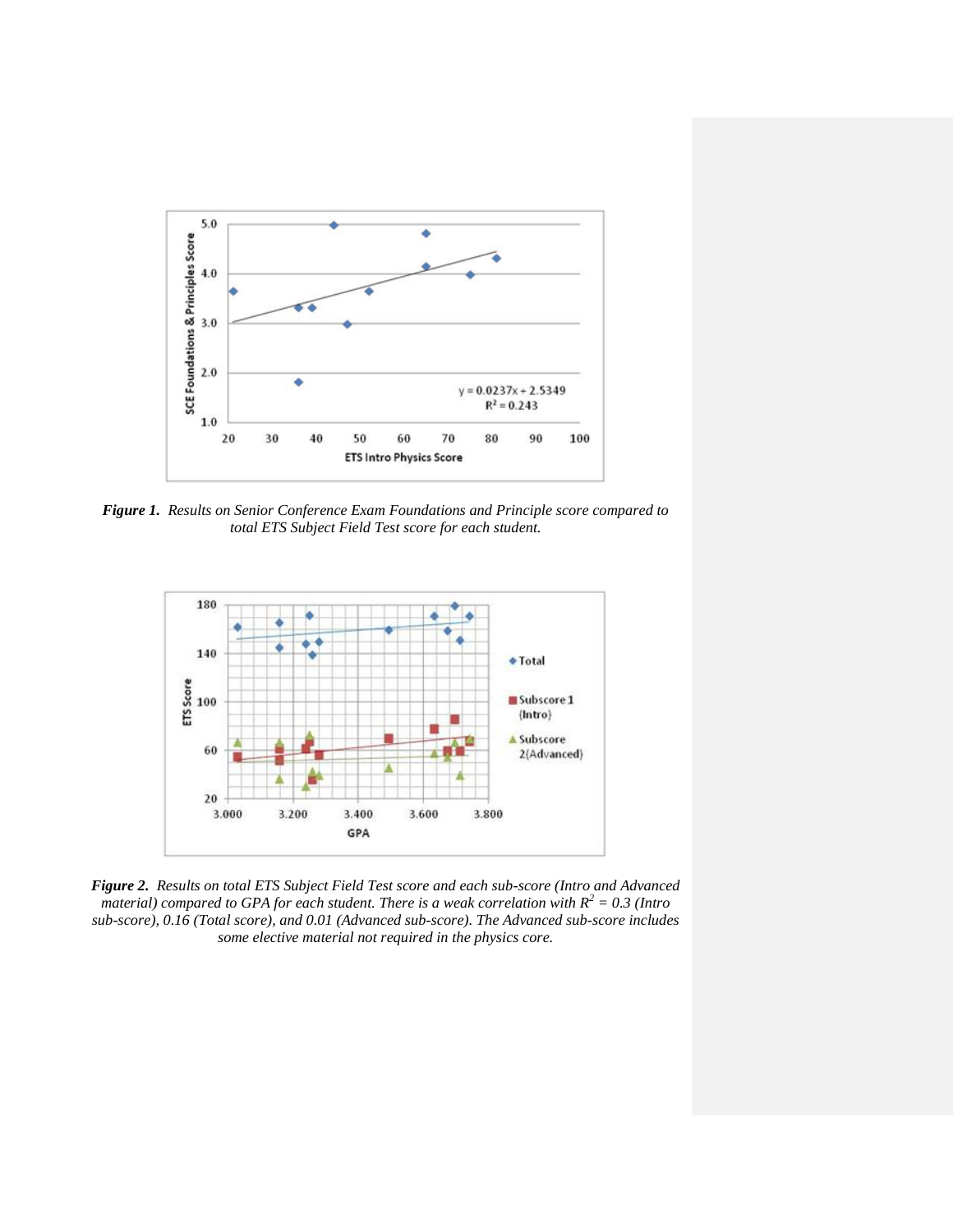***Figure 1.*** *Results on Senior Conference Exam Foundations and Principle score compared to total ETS Subject Field Test score for each student.*

***Figure 2.*** *Results on total ETS Subject Field Test score and each sub-score (Intro and Advanced material) compared to GPA for each student. There is a weak correlation with $R^2 = 0.3$ (Intro sub-score), 0.16 (Total score), and 0.01 (Advanced sub-score). The Advanced sub-score includes some elective material not required in the physics core.*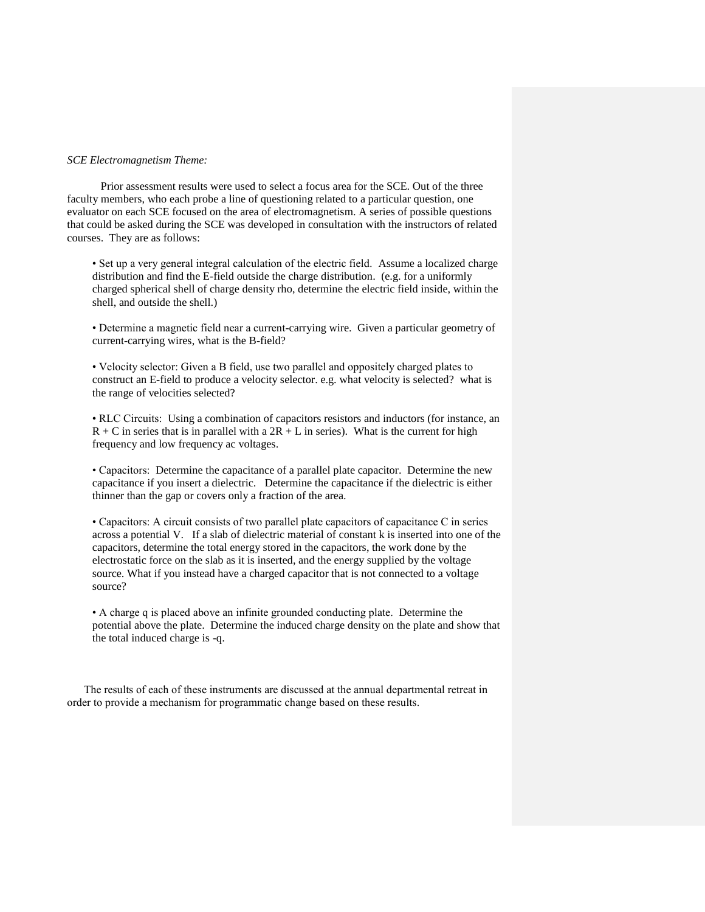*SCE Electromagnetism Theme:*

Prior assessment results were used to select a focus area for the SCE. Out of the three faculty members, who each probe a line of questioning related to a particular question, one evaluator on each SCE focused on the area of electromagnetism. A series of possible questions that could be asked during the SCE was developed in consultation with the instructors of related courses. They are as follows:

- Set up a very general integral calculation of the electric field. Assume a localized charge distribution and find the E-field outside the charge distribution. (e.g. for a uniformly charged spherical shell of charge density rho, determine the electric field inside, within the shell, and outside the shell.)
- Determine a magnetic field near a current-carrying wire. Given a particular geometry of current-carrying wires, what is the B-field?
- Velocity selector: Given a B field, use two parallel and oppositely charged plates to construct an E-field to produce a velocity selector. e.g. what velocity is selected? what is the range of velocities selected?
- RLC Circuits: Using a combination of capacitors resistors and inductors (for instance, an R + C in series that is in parallel with a 2R + L in series). What is the current for high frequency and low frequency ac voltages.
- Capacitors: Determine the capacitance of a parallel plate capacitor. Determine the new capacitance if you insert a dielectric. Determine the capacitance if the dielectric is either thinner than the gap or covers only a fraction of the area.
- Capacitors: A circuit consists of two parallel plate capacitors of capacitance C in series across a potential V. If a slab of dielectric material of constant k is inserted into one of the capacitors, determine the total energy stored in the capacitors, the work done by the electrostatic force on the slab as it is inserted, and the energy supplied by the voltage source. What if you instead have a charged capacitor that is not connected to a voltage source?
- A charge q is placed above an infinite grounded conducting plate. Determine the potential above the plate. Determine the induced charge density on the plate and show that the total induced charge is -q.

The results of each of these instruments are discussed at the annual departmental retreat in order to provide a mechanism for programmatic change based on these results.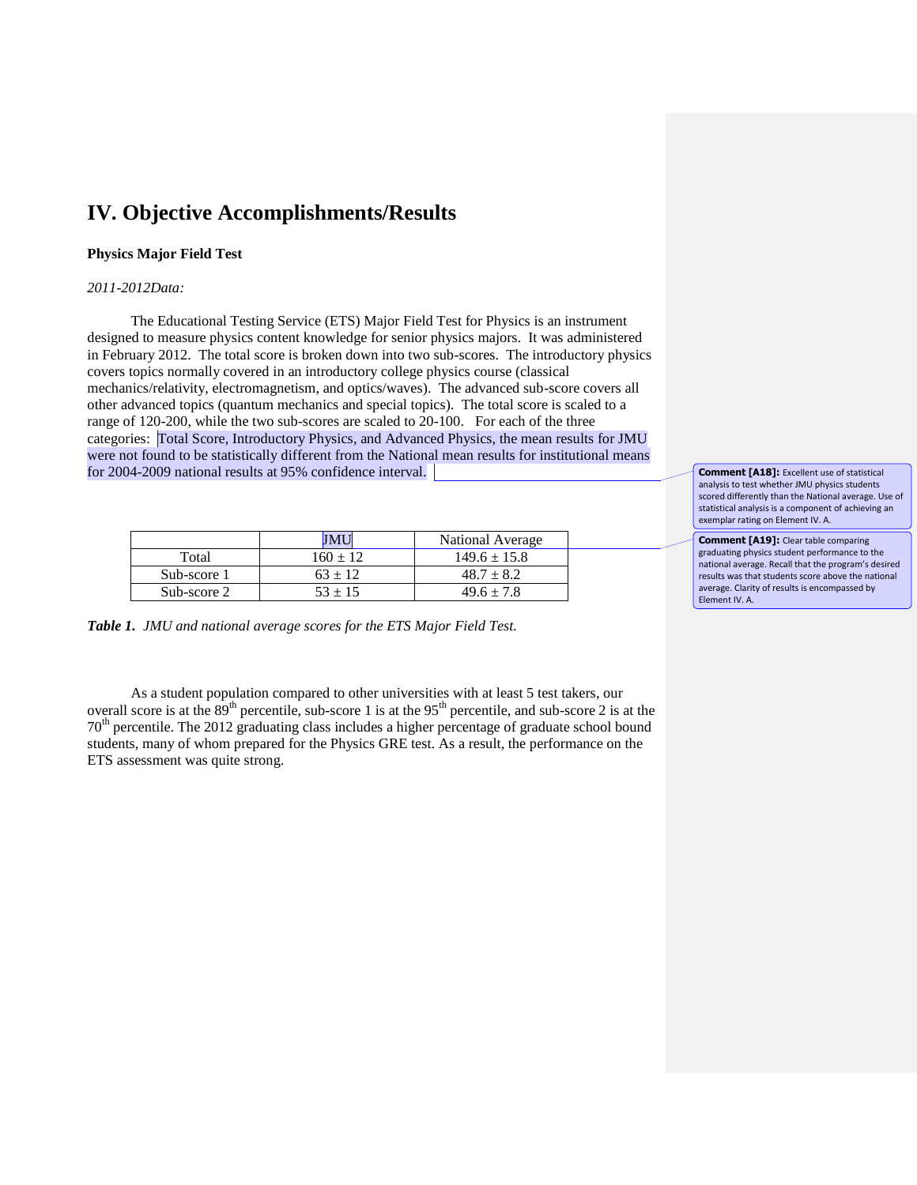# IV. Objective Accomplishments/Results

**Physics Major Field Test**

*2011-2012Data:*

The Educational Testing Service (ETS) Major Field Test for Physics is an instrument designed to measure physics content knowledge for senior physics majors. It was administered in February 2012. The total score is broken down into two sub-scores. The introductory physics covers topics normally covered in an introductory college physics course (classical mechanics/relativity, electromagnetism, and optics/waves). The advanced sub-score covers all other advanced topics (quantum mechanics and special topics). The total score is scaled to a range of 120-200, while the two sub-scores are scaled to 20-100. For each of the three categories: Total Score, Introductory Physics, and Advanced Physics, the mean results for JMU were not found to be statistically different from the National mean results for institutional means for 2004-2009 national results at 95% confidence interval.

**Comment [A18]:** Excellent use of statistical analysis to test whether JMU physics students scored differently than the National average. Use of statistical analysis is a component of achieving an exemplar rating on Element IV. A.

| | JMU | National Average |
|---|---|---|
| Total | $160 \pm 12$ | $149.6 \pm 15.8$ |
| Sub-score 1 | $63 \pm 12$ | $48.7 \pm 8.2$ |
| Sub-score 2 | $53 \pm 15$ | $49.6 \pm 7.8$ |

**Comment [A19]:** Clear table comparing graduating physics student performance to the national average. Recall that the program's desired results was that students score above the national average. Clarity of results is encompassed by Element IV. A.

***Table 1.*** *JMU and national average scores for the ETS Major Field Test.*

As a student population compared to other universities with at least 5 test takers, our overall score is at the 89th percentile, sub-score 1 is at the 95th percentile, and sub-score 2 is at the 70th percentile. The 2012 graduating class includes a higher percentage of graduate school bound students, many of whom prepared for the Physics GRE test. As a result, the performance on the ETS assessment was quite strong.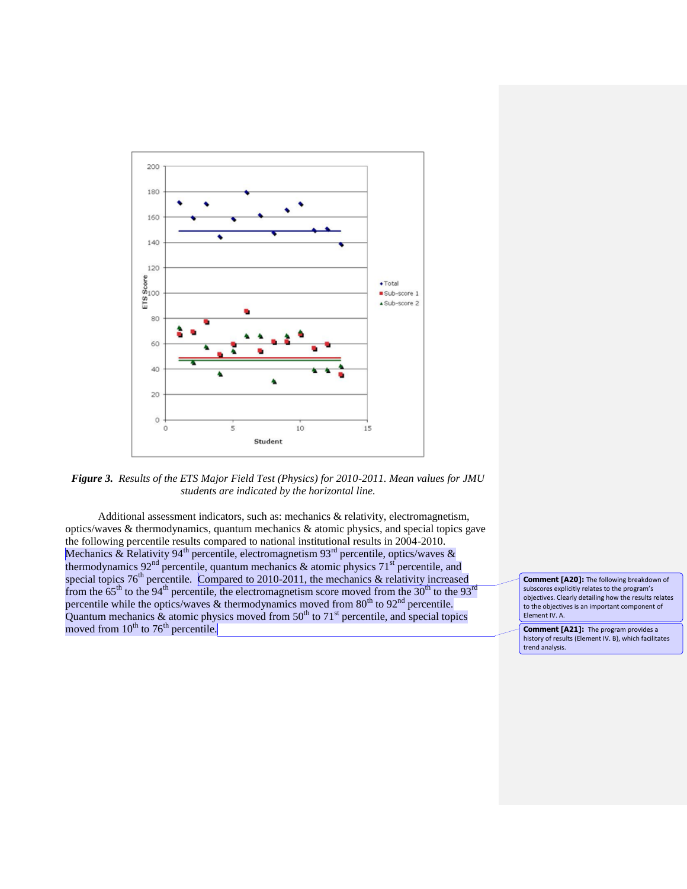*Figure 3. Results of the ETS Major Field Test (Physics) for 2010-2011. Mean values for JMU students are indicated by the horizontal line.*

Additional assessment indicators, such as: mechanics & relativity, electromagnetism, optics/waves & thermodynamics, quantum mechanics & atomic physics, and special topics gave the following percentile results compared to national institutional results in 2004-2010. Mechanics & Relativity 94th percentile, electromagnetism 93rd percentile, optics/waves & thermodynamics 92nd percentile, quantum mechanics & atomic physics 71st percentile, and special topics 76th percentile. Compared to 2010-2011, the mechanics & relativity increased from the 65th to the 94th percentile, the electromagnetism score moved from the 30th to the 93rd percentile while the optics/waves & thermodynamics moved from 80th to 92nd percentile. Quantum mechanics & atomic physics moved from 50th to 71st percentile, and special topics moved from 10th to 76th percentile.

**Comment [A20]:** The following breakdown of subscores explicitly relates to the program's objectives. Clearly detailing how the results relates to the objectives is an important component of Element IV. A.

**Comment [A21]:** The program provides a history of results (Element IV. B), which facilitates trend analysis.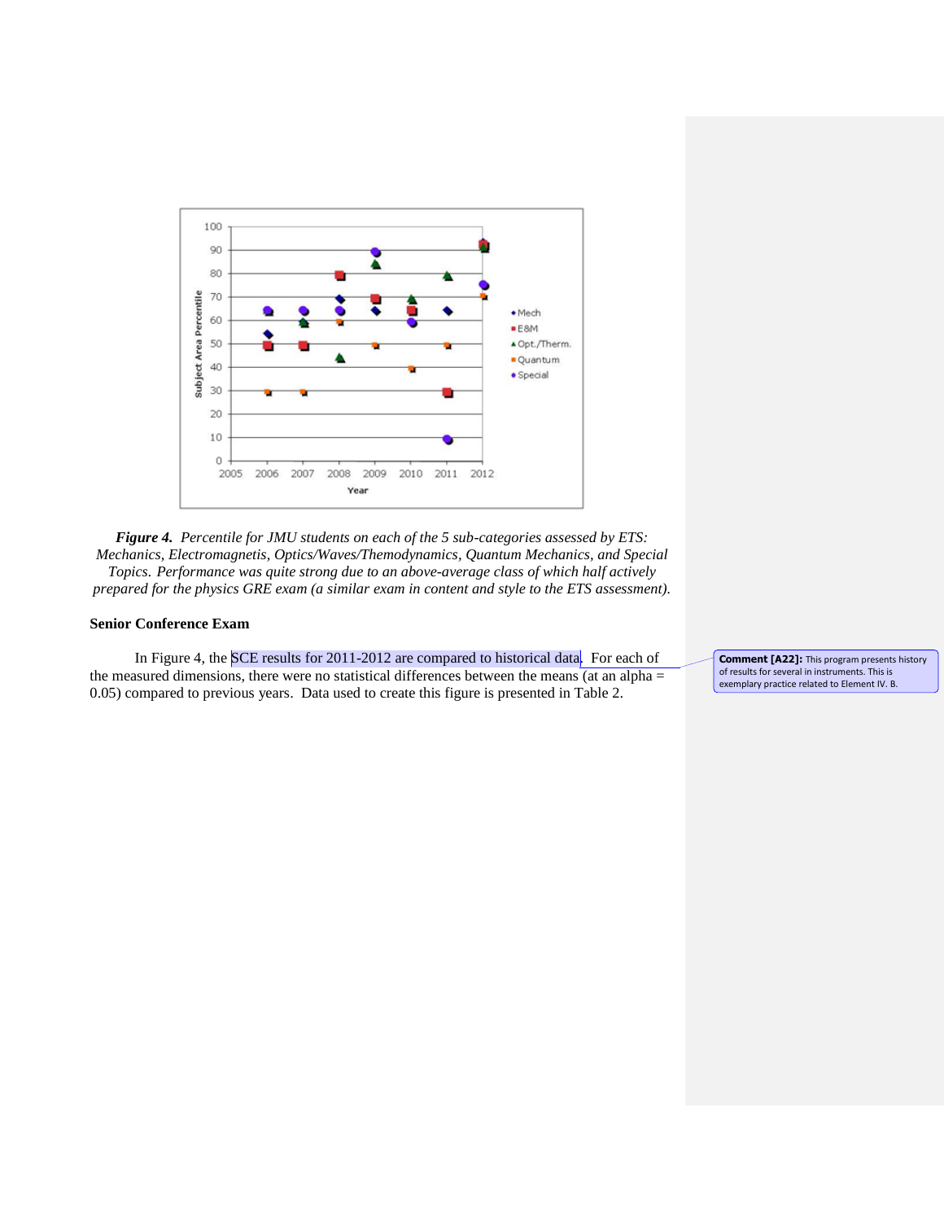*__Figure 4.__ Percentile for JMU students on each of the 5 sub-categories assessed by ETS: Mechanics, Electromagnetis, Optics/Waves/Themodynamics, Quantum Mechanics, and Special Topics. Performance was quite strong due to an above-average class of which half actively prepared for the physics GRE exam (a similar exam in content and style to the ETS assessment).*

**Senior Conference Exam**

In Figure 4, the SCE results for 2011-2012 are compared to historical data. For each of the measured dimensions, there were no statistical differences between the means (at an alpha = 0.05) compared to previous years. Data used to create this figure is presented in Table 2.

**Comment [A22]:** This program presents history of results for several in instruments. This is exemplary practice related to Element IV. B.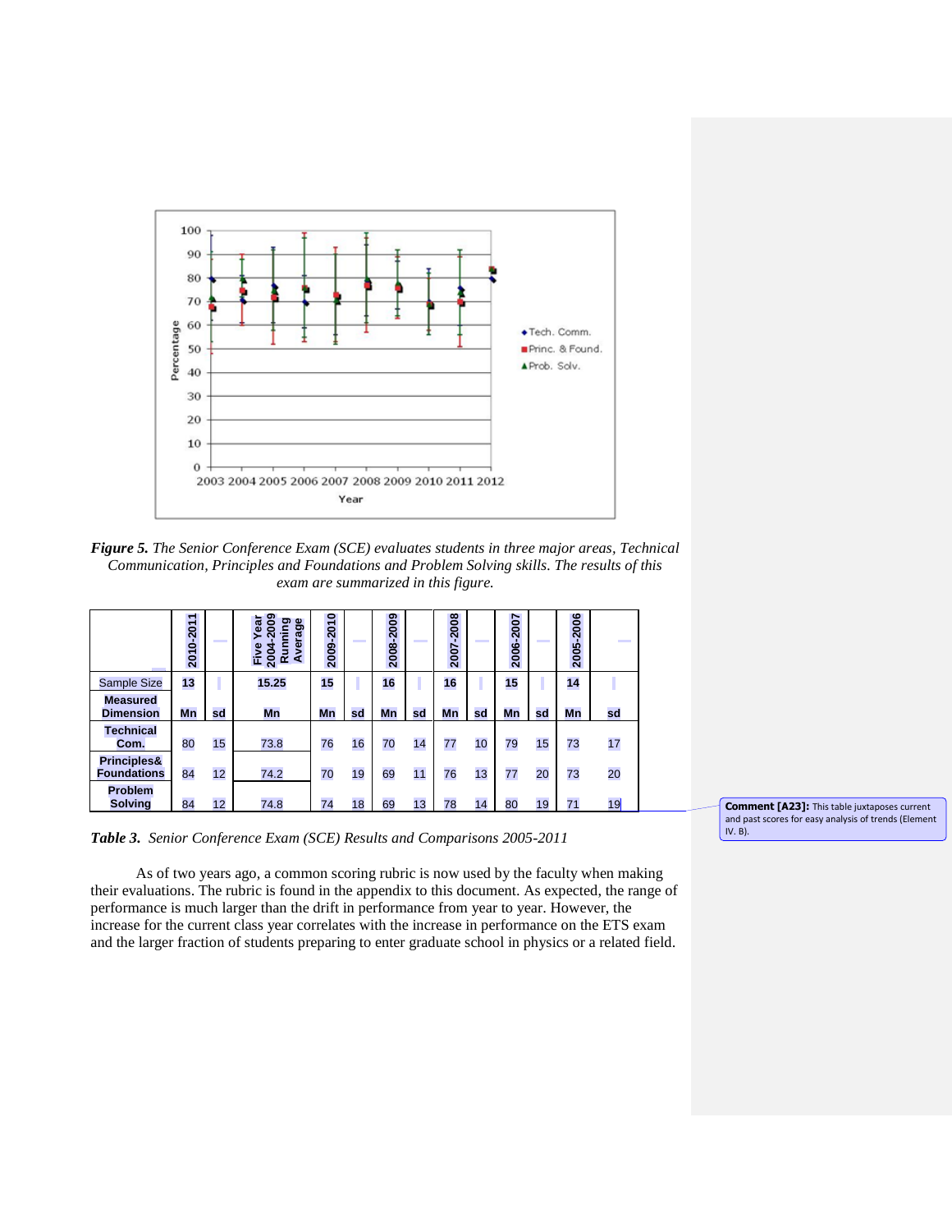*Figure 5. The Senior Conference Exam (SCE) evaluates students in three major areas, Technical Communication, Principles and Foundations and Problem Solving skills. The results of this exam are summarized in this figure.*

| | 2010-2011 | | Five Year 2004-2009 Running Average | 2009-2010 | | 2008-2009 | | 2007-2008 | | 2006-2007 | | 2005-2006 | |
|---|---|---|---|---|---|---|---|---|---|---|---|---|---|
| Sample Size | 13 | | 15.25 | 15 | | 16 | | 16 | | 15 | | 14 | |
| Measured Dimension | Mn | sd | Mn | Mn | sd | Mn | sd | Mn | sd | Mn | sd | Mn | sd |
| Technical Com. | 80 | 15 | 73.8 | 76 | 16 | 70 | 14 | 77 | 10 | 79 | 15 | 73 | 17 |
| Principles& Foundations | 84 | 12 | 74.2 | 70 | 19 | 69 | 11 | 76 | 13 | 77 | 20 | 73 | 20 |
| Problem Solving | 84 | 12 | 74.8 | 74 | 18 | 69 | 13 | 78 | 14 | 80 | 19 | 71 | 19 |

**Comment [A23]:** This table juxtaposes current and past scores for easy analysis of trends (Element IV. B).

*Table 3. Senior Conference Exam (SCE) Results and Comparisons 2005-2011*

As of two years ago, a common scoring rubric is now used by the faculty when making their evaluations. The rubric is found in the appendix to this document. As expected, the range of performance is much larger than the drift in performance from year to year. However, the increase for the current class year correlates with the increase in performance on the ETS exam and the larger fraction of students preparing to enter graduate school in physics or a related field.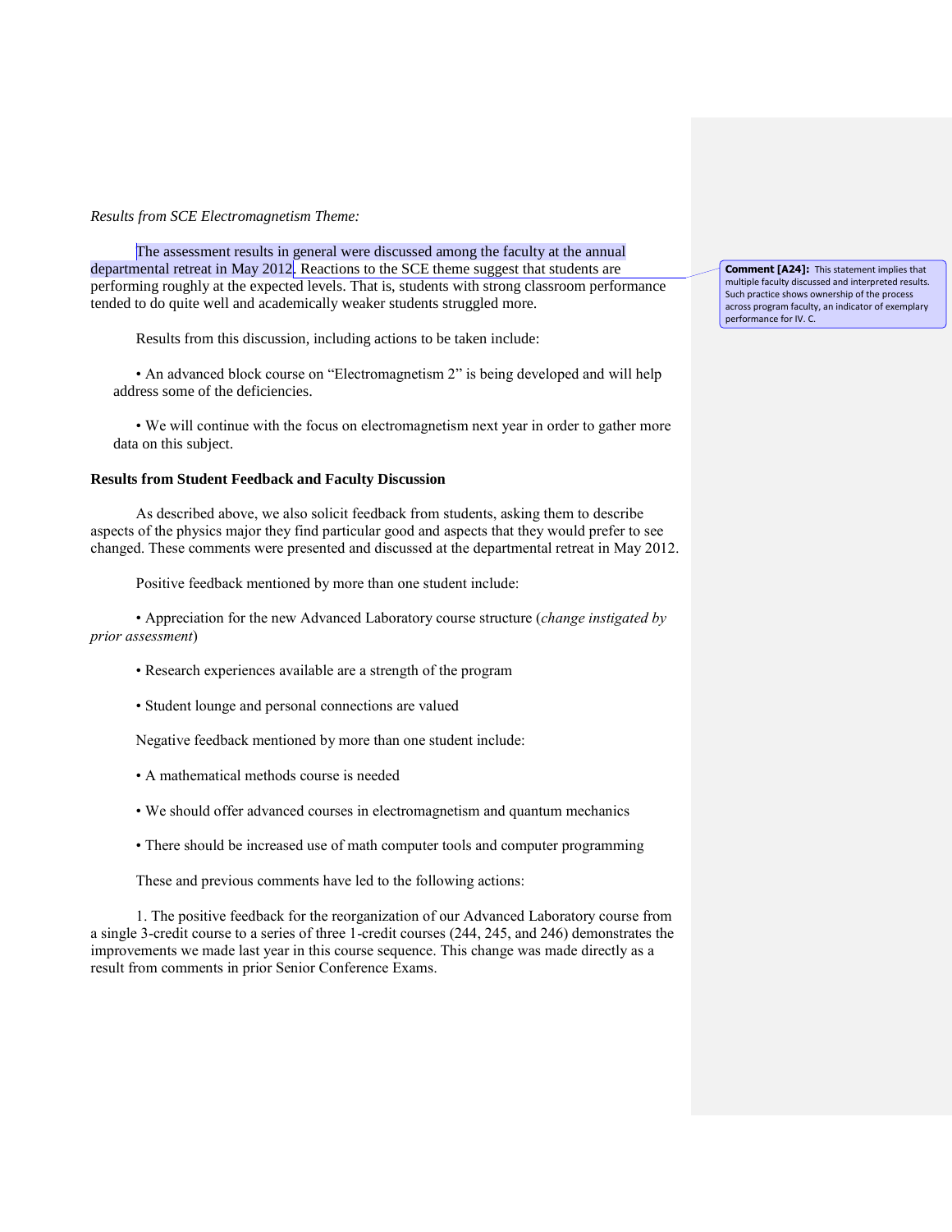*Results from SCE Electromagnetism Theme:*

The assessment results in general were discussed among the faculty at the annual departmental retreat in May 2012. Reactions to the SCE theme suggest that students are performing roughly at the expected levels. That is, students with strong classroom performance tended to do quite well and academically weaker students struggled more.

**Comment [A24]:** This statement implies that multiple faculty discussed and interpreted results. Such practice shows ownership of the process across program faculty, an indicator of exemplary performance for IV. C.

Results from this discussion, including actions to be taken include:

• An advanced block course on "Electromagnetism 2" is being developed and will help address some of the deficiencies.

• We will continue with the focus on electromagnetism next year in order to gather more data on this subject.

**Results from Student Feedback and Faculty Discussion**

As described above, we also solicit feedback from students, asking them to describe aspects of the physics major they find particular good and aspects that they would prefer to see changed. These comments were presented and discussed at the departmental retreat in May 2012.

Positive feedback mentioned by more than one student include:

• Appreciation for the new Advanced Laboratory course structure (*change instigated by prior assessment*)

• Research experiences available are a strength of the program

• Student lounge and personal connections are valued

Negative feedback mentioned by more than one student include:

• A mathematical methods course is needed

• We should offer advanced courses in electromagnetism and quantum mechanics

• There should be increased use of math computer tools and computer programming

These and previous comments have led to the following actions:

1. The positive feedback for the reorganization of our Advanced Laboratory course from a single 3-credit course to a series of three 1-credit courses (244, 245, and 246) demonstrates the improvements we made last year in this course sequence. This change was made directly as a result from comments in prior Senior Conference Exams.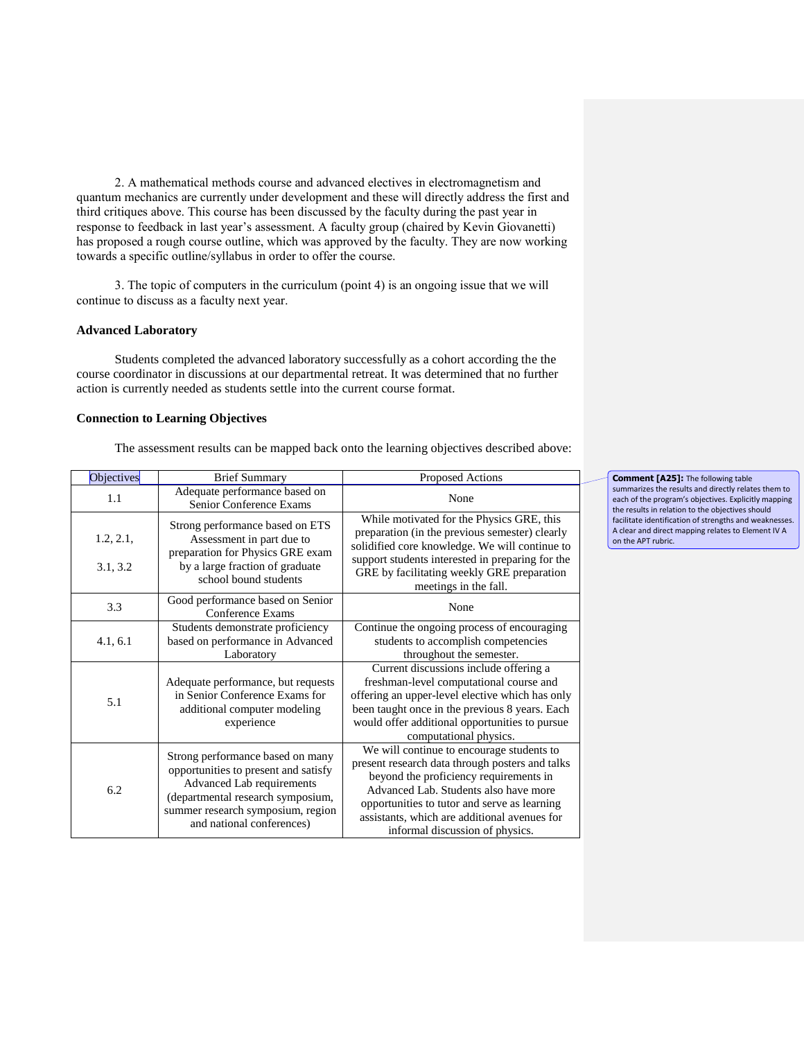2. A mathematical methods course and advanced electives in electromagnetism and quantum mechanics are currently under development and these will directly address the first and third critiques above. This course has been discussed by the faculty during the past year in response to feedback in last year's assessment. A faculty group (chaired by Kevin Giovanetti) has proposed a rough course outline, which was approved by the faculty. They are now working towards a specific outline/syllabus in order to offer the course.

3. The topic of computers in the curriculum (point 4) is an ongoing issue that we will continue to discuss as a faculty next year.

**Advanced Laboratory**

Students completed the advanced laboratory successfully as a cohort according the the course coordinator in discussions at our departmental retreat. It was determined that no further action is currently needed as students settle into the current course format.

**Connection to Learning Objectives**

The assessment results can be mapped back onto the learning objectives described above:

| Objectives | Brief Summary | Proposed Actions |
|---|---|---|
| 1.1 | Adequate performance based on Senior Conference Exams | None |
| 1.2, 2.1, 3.1, 3.2 | Strong performance based on ETS Assessment in part due to preparation for Physics GRE exam by a large fraction of graduate school bound students | While motivated for the Physics GRE, this preparation (in the previous semester) clearly solidified core knowledge. We will continue to support students interested in preparing for the GRE by facilitating weekly GRE preparation meetings in the fall. |
| 3.3 | Good performance based on Senior Conference Exams | None |
| 4.1, 6.1 | Students demonstrate proficiency based on performance in Advanced Laboratory | Continue the ongoing process of encouraging students to accomplish competencies throughout the semester. |
| 5.1 | Adequate performance, but requests in Senior Conference Exams for additional computer modeling experience | Current discussions include offering a freshman-level computational course and offering an upper-level elective which has only been taught once in the previous 8 years. Each would offer additional opportunities to pursue computational physics. |
| 6.2 | Strong performance based on many opportunities to present and satisfy Advanced Lab requirements (departmental research symposium, summer research symposium, region and national conferences) | We will continue to encourage students to present research data through posters and talks beyond the proficiency requirements in Advanced Lab. Students also have more opportunities to tutor and serve as learning assistants, which are additional avenues for informal discussion of physics. |

**Comment [A25]:** The following table summarizes the results and directly relates them to each of the program's objectives. Explicitly mapping the results in relation to the objectives should facilitate identification of strengths and weaknesses. A clear and direct mapping relates to Element IV A on the APT rubric.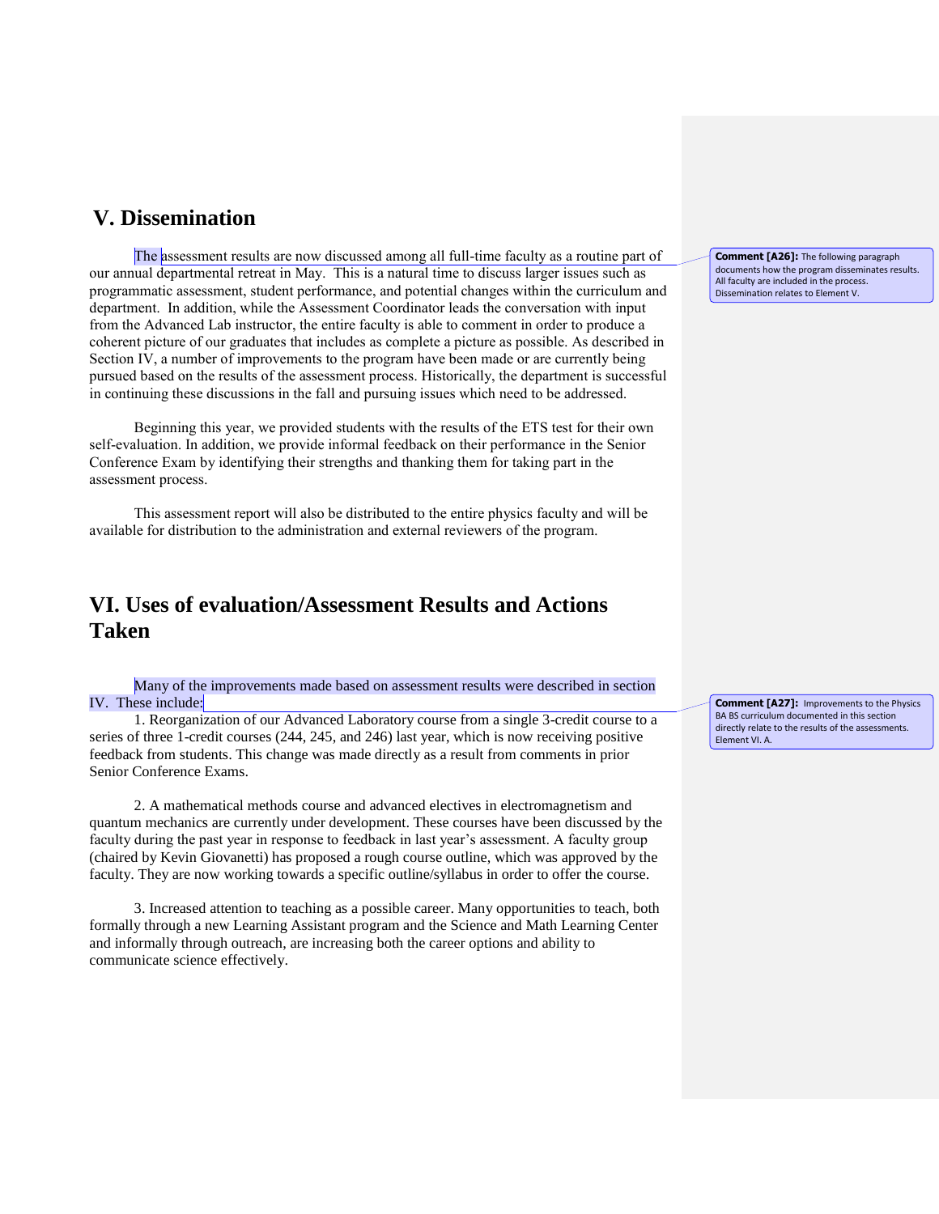## V. Dissemination

The assessment results are now discussed among all full-time faculty as a routine part of our annual departmental retreat in May. This is a natural time to discuss larger issues such as programmatic assessment, student performance, and potential changes within the curriculum and department. In addition, while the Assessment Coordinator leads the conversation with input from the Advanced Lab instructor, the entire faculty is able to comment in order to produce a coherent picture of our graduates that includes as complete a picture as possible. As described in Section IV, a number of improvements to the program have been made or are currently being pursued based on the results of the assessment process. Historically, the department is successful in continuing these discussions in the fall and pursuing issues which need to be addressed.

> **Comment [A26]:** The following paragraph documents how the program disseminates results. All faculty are included in the process. Dissemination relates to Element V.

Beginning this year, we provided students with the results of the ETS test for their own self-evaluation. In addition, we provide informal feedback on their performance in the Senior Conference Exam by identifying their strengths and thanking them for taking part in the assessment process.

This assessment report will also be distributed to the entire physics faculty and will be available for distribution to the administration and external reviewers of the program.

## VI. Uses of evaluation/Assessment Results and Actions Taken

Many of the improvements made based on assessment results were described in section IV. These include:

> **Comment [A27]:** Improvements to the Physics BA BS curriculum documented in this section directly relate to the results of the assessments. Element VI. A.

1. Reorganization of our Advanced Laboratory course from a single 3-credit course to a series of three 1-credit courses (244, 245, and 246) last year, which is now receiving positive feedback from students. This change was made directly as a result from comments in prior Senior Conference Exams.

2. A mathematical methods course and advanced electives in electromagnetism and quantum mechanics are currently under development. These courses have been discussed by the faculty during the past year in response to feedback in last year's assessment. A faculty group (chaired by Kevin Giovanetti) has proposed a rough course outline, which was approved by the faculty. They are now working towards a specific outline/syllabus in order to offer the course.

3. Increased attention to teaching as a possible career. Many opportunities to teach, both formally through a new Learning Assistant program and the Science and Math Learning Center and informally through outreach, are increasing both the career options and ability to communicate science effectively.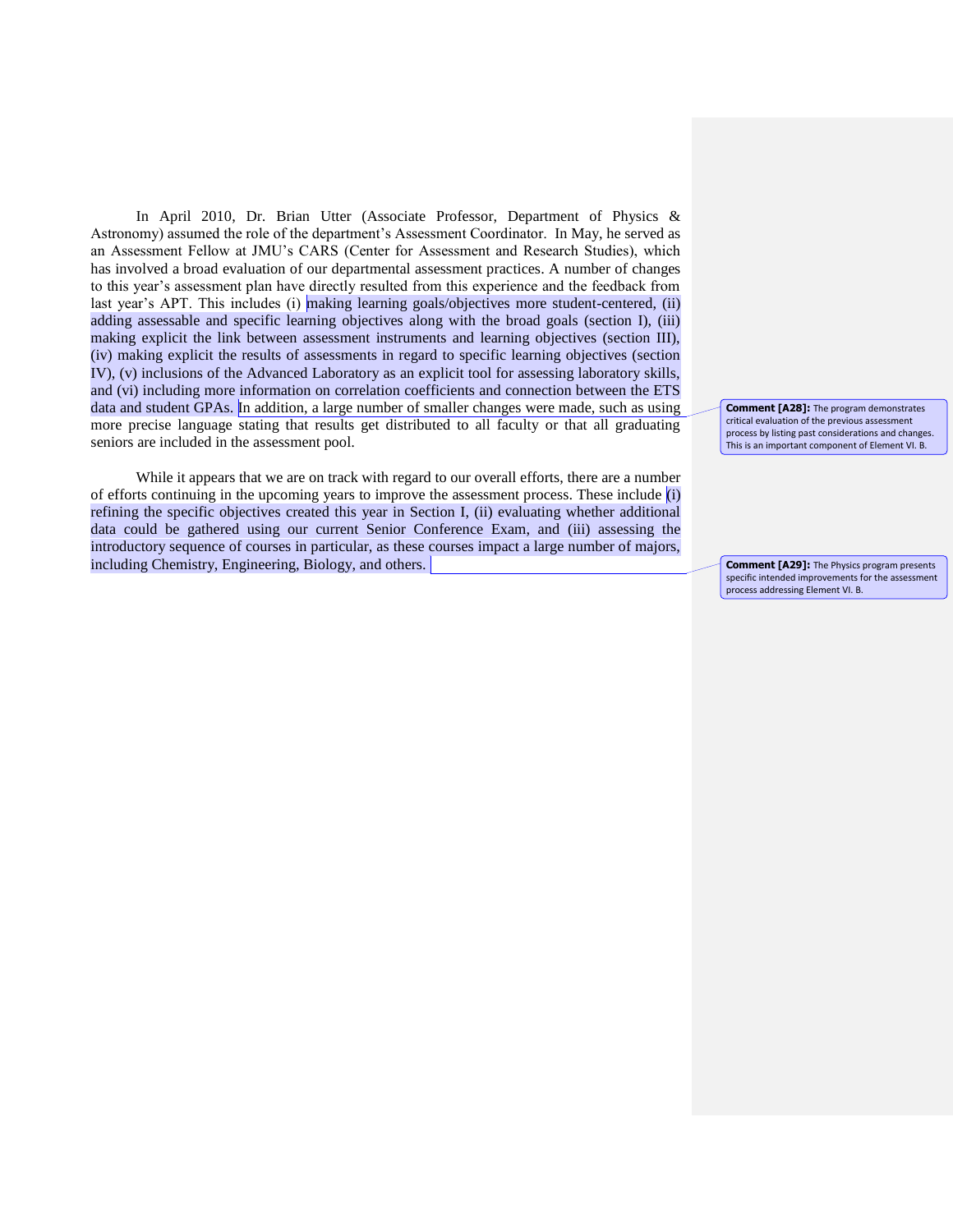In April 2010, Dr. Brian Utter (Associate Professor, Department of Physics & Astronomy) assumed the role of the department's Assessment Coordinator. In May, he served as an Assessment Fellow at JMU's CARS (Center for Assessment and Research Studies), which has involved a broad evaluation of our departmental assessment practices. A number of changes to this year's assessment plan have directly resulted from this experience and the feedback from last year's APT. This includes (i) making learning goals/objectives more student-centered, (ii) adding assessable and specific learning objectives along with the broad goals (section I), (iii) making explicit the link between assessment instruments and learning objectives (section III), (iv) making explicit the results of assessments in regard to specific learning objectives (section IV), (v) inclusions of the Advanced Laboratory as an explicit tool for assessing laboratory skills, and (vi) including more information on correlation coefficients and connection between the ETS data and student GPAs. In addition, a large number of smaller changes were made, such as using more precise language stating that results get distributed to all faculty or that all graduating seniors are included in the assessment pool.

While it appears that we are on track with regard to our overall efforts, there are a number of efforts continuing in the upcoming years to improve the assessment process. These include (i) refining the specific objectives created this year in Section I, (ii) evaluating whether additional data could be gathered using our current Senior Conference Exam, and (iii) assessing the introductory sequence of courses in particular, as these courses impact a large number of majors, including Chemistry, Engineering, Biology, and others.

**Comment [A28]:** The program demonstrates critical evaluation of the previous assessment process by listing past considerations and changes. This is an important component of Element VI. B.

**Comment [A29]:** The Physics program presents specific intended improvements for the assessment process addressing Element VI. B.